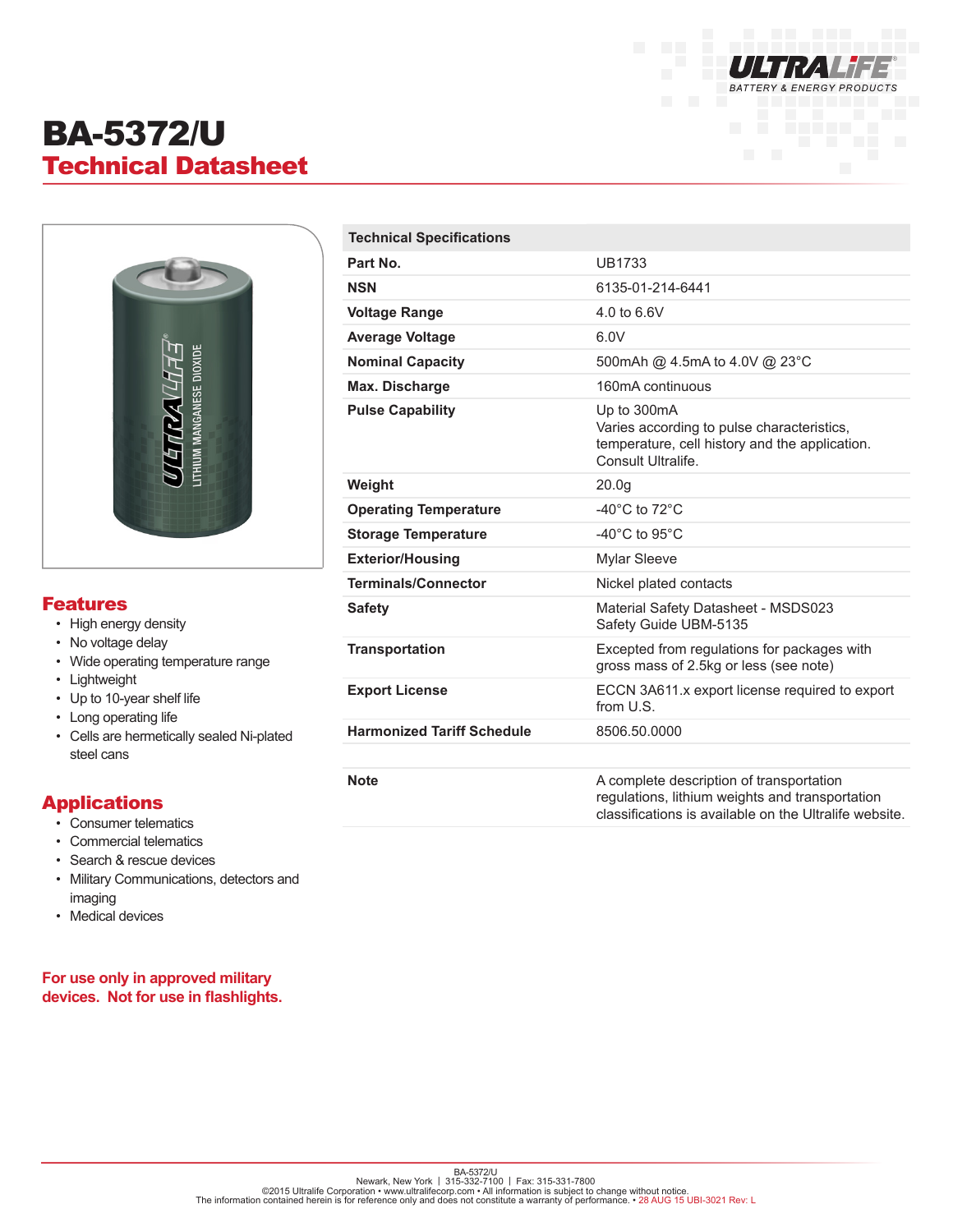# BA-5372/U

## Technical Datasheet

| Technical Specifications | |
|---|---|
| **Part No.** | UB1733 |
| **NSN** | 6135-01-214-6441 |
| **Voltage Range** | 4.0 to 6.6V |
| **Average Voltage** | 6.0V |
| **Nominal Capacity** | 500mAh @ 4.5mA to 4.0V @ 23°C |
| **Max. Discharge** | 160mA continuous |
| **Pulse Capability** | Up to 300mA<br>Varies according to pulse characteristics, temperature, cell history and the application. Consult Ultralife. |
| **Weight** | 20.0g |
| **Operating Temperature** | -40°C to 72°C |
| **Storage Temperature** | -40°C to 95°C |
| **Exterior/Housing** | Mylar Sleeve |
| **Terminals/Connector** | Nickel plated contacts |
| **Safety** | Material Safety Datasheet - MSDS023<br>Safety Guide UBM-5135 |
| **Transportation** | Excepted from regulations for packages with gross mass of 2.5kg or less (see note) |
| **Export License** | ECCN 3A611.x export license required to export from U.S. |
| **Harmonized Tariff Schedule** | 8506.50.0000 |
| | |
| **Note** | A complete description of transportation regulations, lithium weights and transportation classifications is available on the Ultralife website. |

## Features

- High energy density
- No voltage delay
- Wide operating temperature range
- Lightweight
- Up to 10-year shelf life
- Long operating life
- Cells are hermetically sealed Ni-plated steel cans

## Applications

- Consumer telematics
- Commercial telematics
- Search & rescue devices
- Military Communications, detectors and imaging
- Medical devices

**For use only in approved military devices. Not for use in flashlights.**

BA-5372/U
Newark, New York | 315-332-7100 | Fax: 315-331-7800
©2015 Ultralife Corporation • www.ultralifecorp.com • All information is subject to change without notice.
The information contained herein is for reference only and does not constitute a warranty of performance. • 28 AUG 15 UBI-3021 Rev: L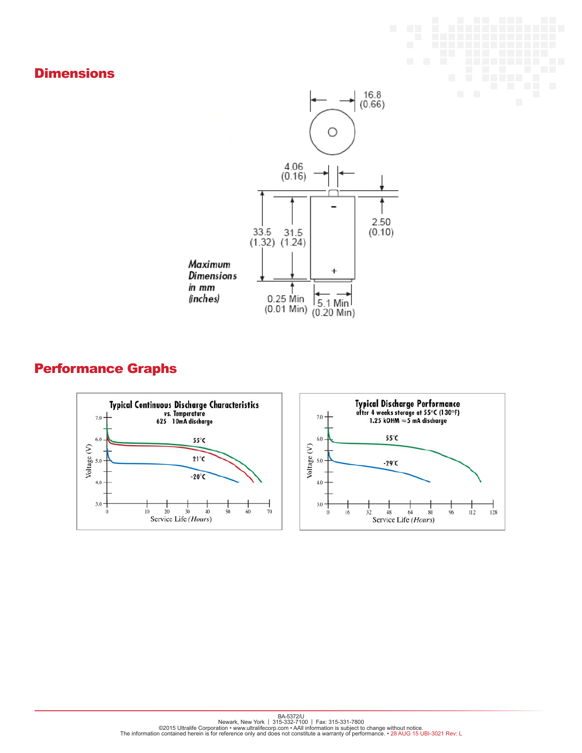## Dimensions

16.8
(0.66)

4.06
(0.16)

33.5
(1.32)

31.5
(1.24)

2.50
(0.10)

-

+

*Maximum Dimensions in mm (inches)*

0.25 Min
(0.01 Min)

5.1 Min
(0.20 Min)

## Performance Graphs

**Typical Continuous Discharge Characteristics**
vs. Temperature
625 10mA discharge

Voltage (V)

7.0
6.0
5.0
4.0
3.0

55°C
21°C
-20°C

0 10 20 30 40 50 60 70

Service Life (*Hours*)

**Typical Discharge Performance**
after 4 weeks storage at 55°C (130°F)
1.25 kOHM ≈5 mA discharge

Voltage (V)

7.0
6.0
5.0
4.0
3.0

55°C
-29°C

0 16 32 48 64 80 96 112 128

Service Life (*Hours*)

BA-5372/U
Newark, New York | 315-332-7100 | Fax: 315-331-7800
©2015 Ultralife Corporation • www.ultralifecorp.com • AAll information is subject to change without notice.
The information contained herein is for reference only and does not constitute a warranty of performance. • 28 AUG 15 UBI-3021 Rev: L